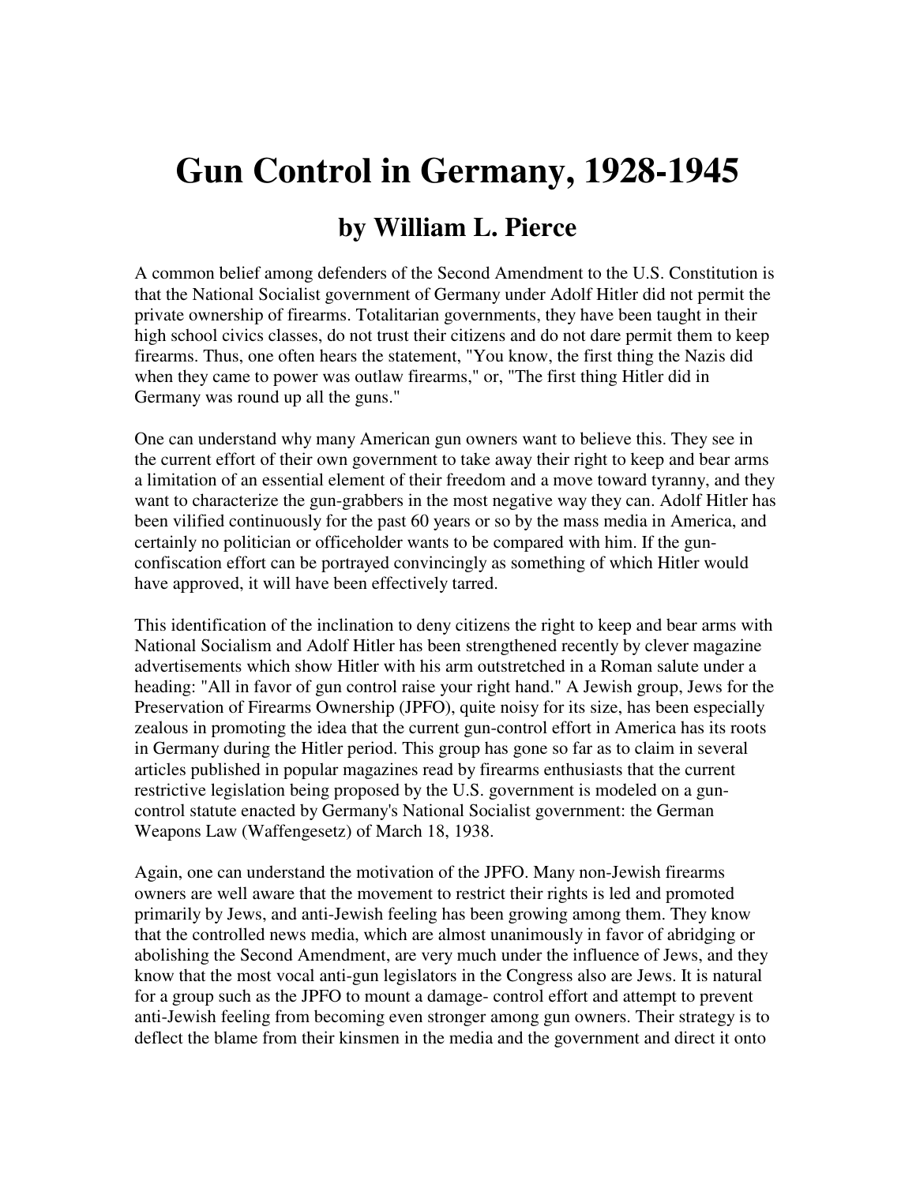# Gun Control in Germany, 1928-1945

## by William L. Pierce

A common belief among defenders of the Second Amendment to the U.S. Constitution is that the National Socialist government of Germany under Adolf Hitler did not permit the private ownership of firearms. Totalitarian governments, they have been taught in their high school civics classes, do not trust their citizens and do not dare permit them to keep firearms. Thus, one often hears the statement, "You know, the first thing the Nazis did when they came to power was outlaw firearms," or, "The first thing Hitler did in Germany was round up all the guns."

One can understand why many American gun owners want to believe this. They see in the current effort of their own government to take away their right to keep and bear arms a limitation of an essential element of their freedom and a move toward tyranny, and they want to characterize the gun-grabbers in the most negative way they can. Adolf Hitler has been vilified continuously for the past 60 years or so by the mass media in America, and certainly no politician or officeholder wants to be compared with him. If the gun-confiscation effort can be portrayed convincingly as something of which Hitler would have approved, it will have been effectively tarred.

This identification of the inclination to deny citizens the right to keep and bear arms with National Socialism and Adolf Hitler has been strengthened recently by clever magazine advertisements which show Hitler with his arm outstretched in a Roman salute under a heading: "All in favor of gun control raise your right hand." A Jewish group, Jews for the Preservation of Firearms Ownership (JPFO), quite noisy for its size, has been especially zealous in promoting the idea that the current gun-control effort in America has its roots in Germany during the Hitler period. This group has gone so far as to claim in several articles published in popular magazines read by firearms enthusiasts that the current restrictive legislation being proposed by the U.S. government is modeled on a gun-control statute enacted by Germany's National Socialist government: the German Weapons Law (Waffengesetz) of March 18, 1938.

Again, one can understand the motivation of the JPFO. Many non-Jewish firearms owners are well aware that the movement to restrict their rights is led and promoted primarily by Jews, and anti-Jewish feeling has been growing among them. They know that the controlled news media, which are almost unanimously in favor of abridging or abolishing the Second Amendment, are very much under the influence of Jews, and they know that the most vocal anti-gun legislators in the Congress also are Jews. It is natural for a group such as the JPFO to mount a damage- control effort and attempt to prevent anti-Jewish feeling from becoming even stronger among gun owners. Their strategy is to deflect the blame from their kinsmen in the media and the government and direct it onto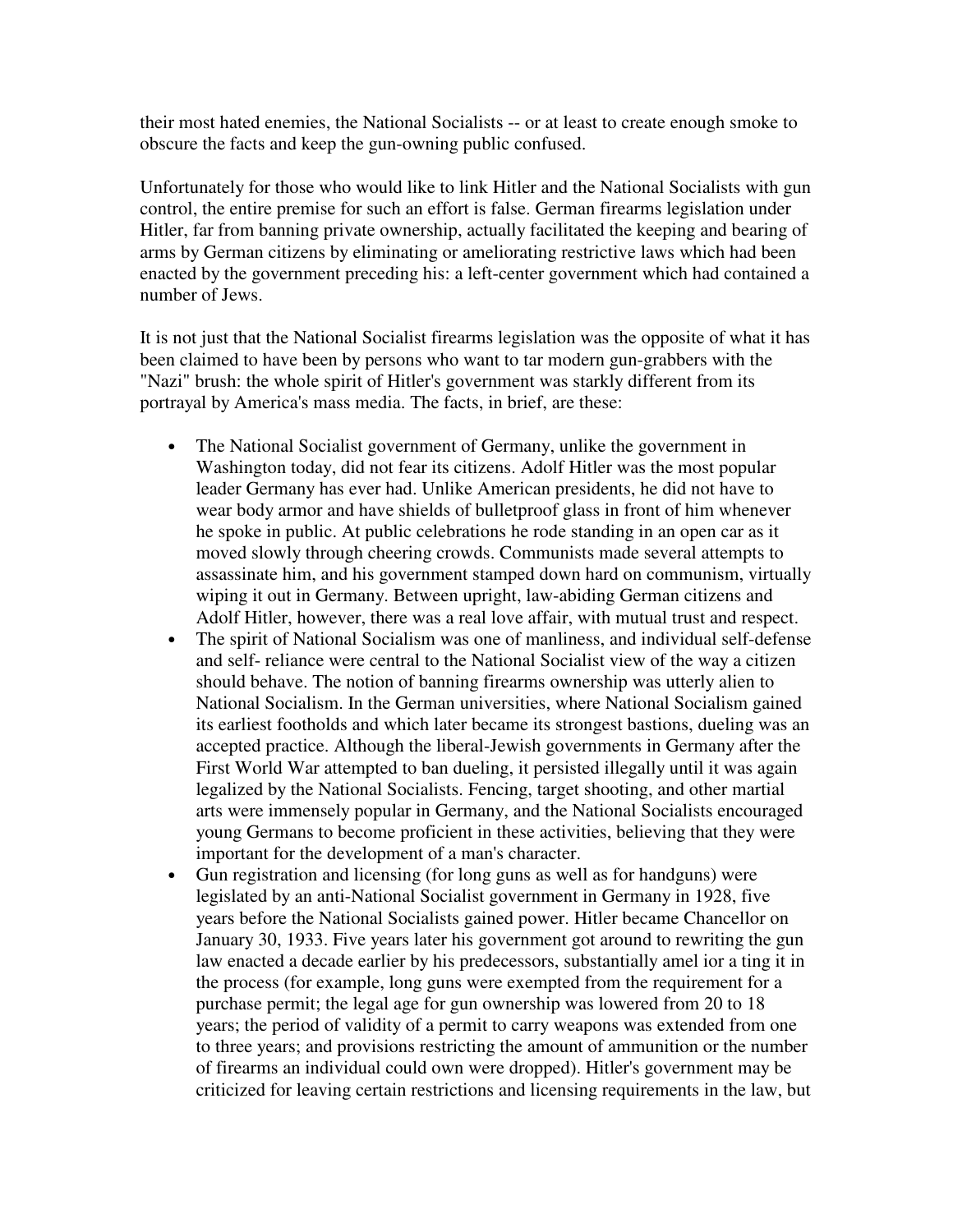their most hated enemies, the National Socialists -- or at least to create enough smoke to obscure the facts and keep the gun-owning public confused.

Unfortunately for those who would like to link Hitler and the National Socialists with gun control, the entire premise for such an effort is false. German firearms legislation under Hitler, far from banning private ownership, actually facilitated the keeping and bearing of arms by German citizens by eliminating or ameliorating restrictive laws which had been enacted by the government preceding his: a left-center government which had contained a number of Jews.

It is not just that the National Socialist firearms legislation was the opposite of what it has been claimed to have been by persons who want to tar modern gun-grabbers with the "Nazi" brush: the whole spirit of Hitler's government was starkly different from its portrayal by America's mass media. The facts, in brief, are these:

- The National Socialist government of Germany, unlike the government in Washington today, did not fear its citizens. Adolf Hitler was the most popular leader Germany has ever had. Unlike American presidents, he did not have to wear body armor and have shields of bulletproof glass in front of him whenever he spoke in public. At public celebrations he rode standing in an open car as it moved slowly through cheering crowds. Communists made several attempts to assassinate him, and his government stamped down hard on communism, virtually wiping it out in Germany. Between upright, law-abiding German citizens and Adolf Hitler, however, there was a real love affair, with mutual trust and respect.
- The spirit of National Socialism was one of manliness, and individual self-defense and self- reliance were central to the National Socialist view of the way a citizen should behave. The notion of banning firearms ownership was utterly alien to National Socialism. In the German universities, where National Socialism gained its earliest footholds and which later became its strongest bastions, dueling was an accepted practice. Although the liberal-Jewish governments in Germany after the First World War attempted to ban dueling, it persisted illegally until it was again legalized by the National Socialists. Fencing, target shooting, and other martial arts were immensely popular in Germany, and the National Socialists encouraged young Germans to become proficient in these activities, believing that they were important for the development of a man's character.
- Gun registration and licensing (for long guns as well as for handguns) were legislated by an anti-National Socialist government in Germany in 1928, five years before the National Socialists gained power. Hitler became Chancellor on January 30, 1933. Five years later his government got around to rewriting the gun law enacted a decade earlier by his predecessors, substantially amel ior a ting it in the process (for example, long guns were exempted from the requirement for a purchase permit; the legal age for gun ownership was lowered from 20 to 18 years; the period of validity of a permit to carry weapons was extended from one to three years; and provisions restricting the amount of ammunition or the number of firearms an individual could own were dropped). Hitler's government may be criticized for leaving certain restrictions and licensing requirements in the law, but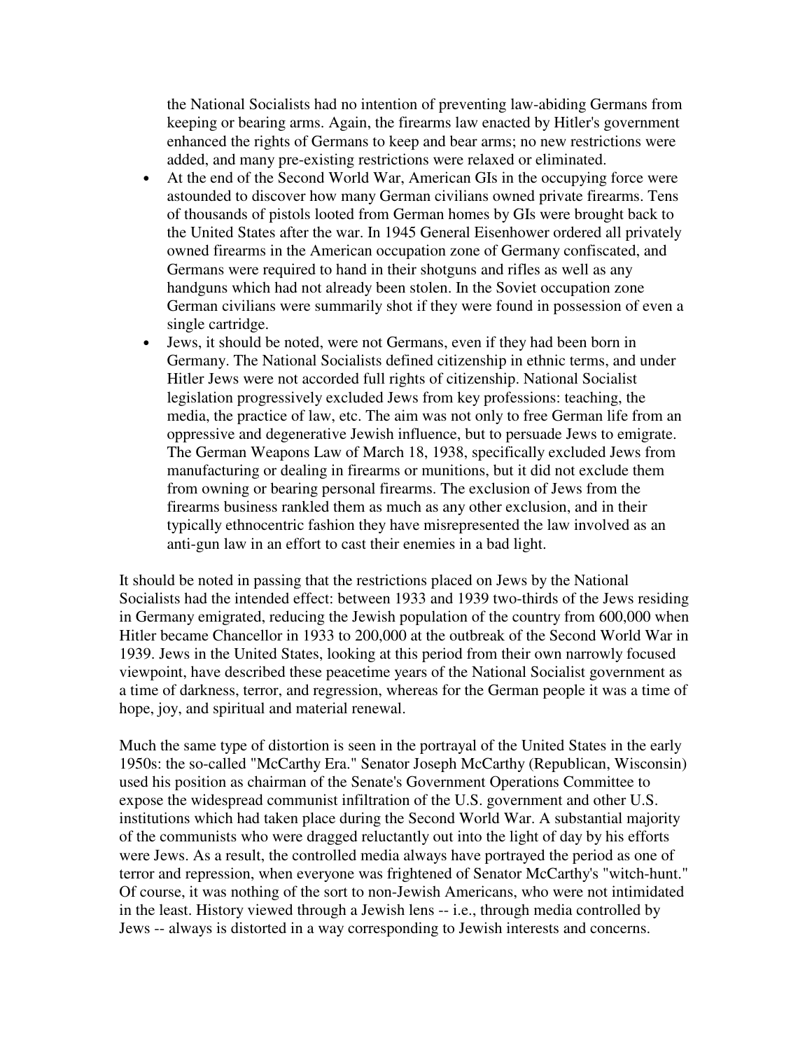the National Socialists had no intention of preventing law-abiding Germans from keeping or bearing arms. Again, the firearms law enacted by Hitler's government enhanced the rights of Germans to keep and bear arms; no new restrictions were added, and many pre-existing restrictions were relaxed or eliminated.

- At the end of the Second World War, American GIs in the occupying force were astounded to discover how many German civilians owned private firearms. Tens of thousands of pistols looted from German homes by GIs were brought back to the United States after the war. In 1945 General Eisenhower ordered all privately owned firearms in the American occupation zone of Germany confiscated, and Germans were required to hand in their shotguns and rifles as well as any handguns which had not already been stolen. In the Soviet occupation zone German civilians were summarily shot if they were found in possession of even a single cartridge.
- Jews, it should be noted, were not Germans, even if they had been born in Germany. The National Socialists defined citizenship in ethnic terms, and under Hitler Jews were not accorded full rights of citizenship. National Socialist legislation progressively excluded Jews from key professions: teaching, the media, the practice of law, etc. The aim was not only to free German life from an oppressive and degenerative Jewish influence, but to persuade Jews to emigrate. The German Weapons Law of March 18, 1938, specifically excluded Jews from manufacturing or dealing in firearms or munitions, but it did not exclude them from owning or bearing personal firearms. The exclusion of Jews from the firearms business rankled them as much as any other exclusion, and in their typically ethnocentric fashion they have misrepresented the law involved as an anti-gun law in an effort to cast their enemies in a bad light.

It should be noted in passing that the restrictions placed on Jews by the National Socialists had the intended effect: between 1933 and 1939 two-thirds of the Jews residing in Germany emigrated, reducing the Jewish population of the country from 600,000 when Hitler became Chancellor in 1933 to 200,000 at the outbreak of the Second World War in 1939. Jews in the United States, looking at this period from their own narrowly focused viewpoint, have described these peacetime years of the National Socialist government as a time of darkness, terror, and regression, whereas for the German people it was a time of hope, joy, and spiritual and material renewal.

Much the same type of distortion is seen in the portrayal of the United States in the early 1950s: the so-called "McCarthy Era." Senator Joseph McCarthy (Republican, Wisconsin) used his position as chairman of the Senate's Government Operations Committee to expose the widespread communist infiltration of the U.S. government and other U.S. institutions which had taken place during the Second World War. A substantial majority of the communists who were dragged reluctantly out into the light of day by his efforts were Jews. As a result, the controlled media always have portrayed the period as one of terror and repression, when everyone was frightened of Senator McCarthy's "witch-hunt." Of course, it was nothing of the sort to non-Jewish Americans, who were not intimidated in the least. History viewed through a Jewish lens -- i.e., through media controlled by Jews -- always is distorted in a way corresponding to Jewish interests and concerns.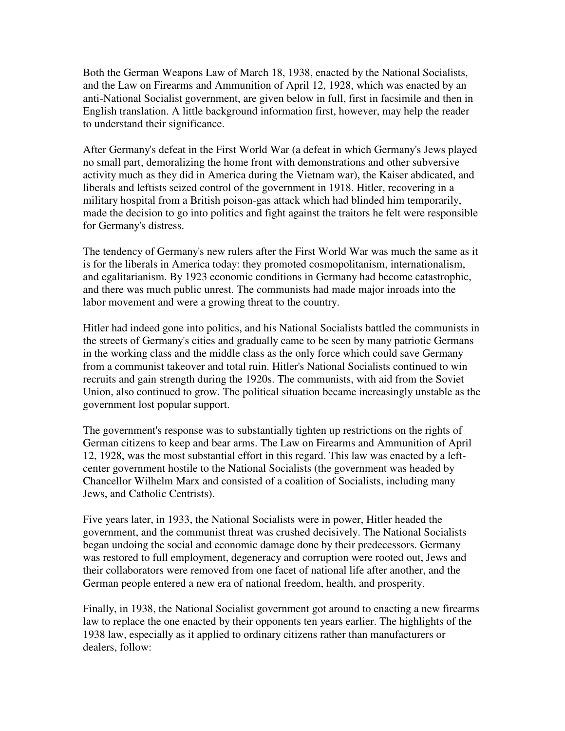Both the German Weapons Law of March 18, 1938, enacted by the National Socialists, and the Law on Firearms and Ammunition of April 12, 1928, which was enacted by an anti-National Socialist government, are given below in full, first in facsimile and then in English translation. A little background information first, however, may help the reader to understand their significance.

After Germany's defeat in the First World War (a defeat in which Germany's Jews played no small part, demoralizing the home front with demonstrations and other subversive activity much as they did in America during the Vietnam war), the Kaiser abdicated, and liberals and leftists seized control of the government in 1918. Hitler, recovering in a military hospital from a British poison-gas attack which had blinded him temporarily, made the decision to go into politics and fight against the traitors he felt were responsible for Germany's distress.

The tendency of Germany's new rulers after the First World War was much the same as it is for the liberals in America today: they promoted cosmopolitanism, internationalism, and egalitarianism. By 1923 economic conditions in Germany had become catastrophic, and there was much public unrest. The communists had made major inroads into the labor movement and were a growing threat to the country.

Hitler had indeed gone into politics, and his National Socialists battled the communists in the streets of Germany's cities and gradually came to be seen by many patriotic Germans in the working class and the middle class as the only force which could save Germany from a communist takeover and total ruin. Hitler's National Socialists continued to win recruits and gain strength during the 1920s. The communists, with aid from the Soviet Union, also continued to grow. The political situation became increasingly unstable as the government lost popular support.

The government's response was to substantially tighten up restrictions on the rights of German citizens to keep and bear arms. The Law on Firearms and Ammunition of April 12, 1928, was the most substantial effort in this regard. This law was enacted by a left-center government hostile to the National Socialists (the government was headed by Chancellor Wilhelm Marx and consisted of a coalition of Socialists, including many Jews, and Catholic Centrists).

Five years later, in 1933, the National Socialists were in power, Hitler headed the government, and the communist threat was crushed decisively. The National Socialists began undoing the social and economic damage done by their predecessors. Germany was restored to full employment, degeneracy and corruption were rooted out, Jews and their collaborators were removed from one facet of national life after another, and the German people entered a new era of national freedom, health, and prosperity.

Finally, in 1938, the National Socialist government got around to enacting a new firearms law to replace the one enacted by their opponents ten years earlier. The highlights of the 1938 law, especially as it applied to ordinary citizens rather than manufacturers or dealers, follow: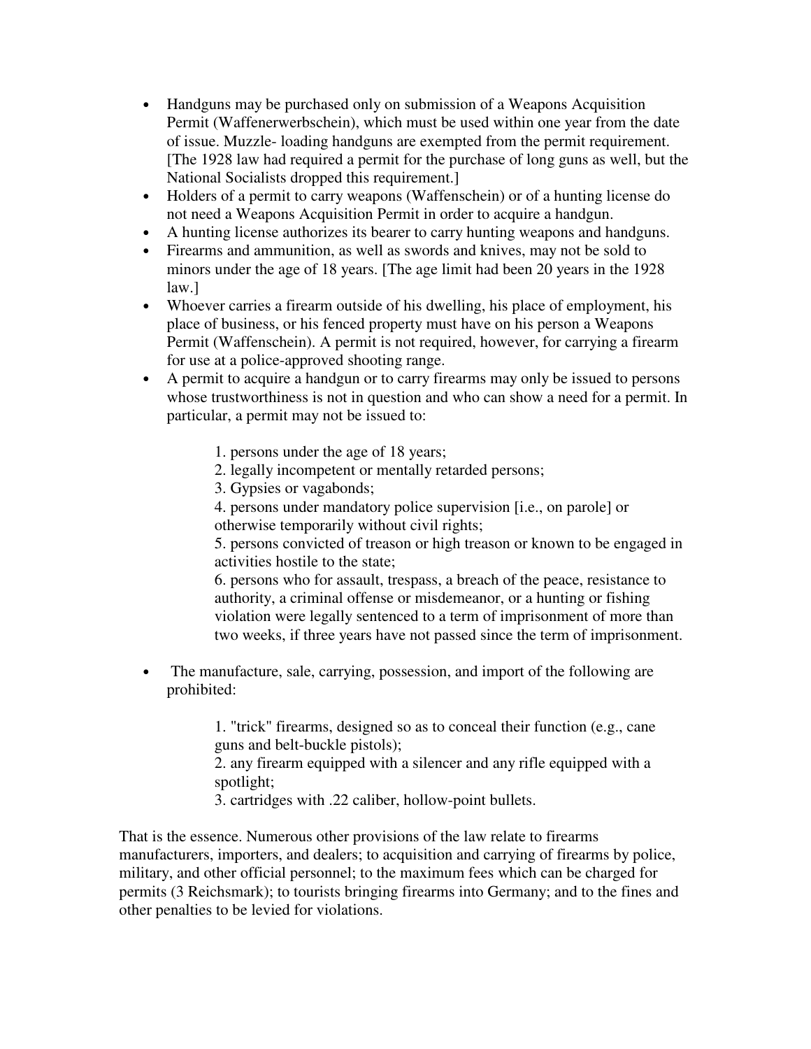- Handguns may be purchased only on submission of a Weapons Acquisition Permit (Waffenerwerbschein), which must be used within one year from the date of issue. Muzzle- loading handguns are exempted from the permit requirement. [The 1928 law had required a permit for the purchase of long guns as well, but the National Socialists dropped this requirement.]
- Holders of a permit to carry weapons (Waffenschein) or of a hunting license do not need a Weapons Acquisition Permit in order to acquire a handgun.
- A hunting license authorizes its bearer to carry hunting weapons and handguns.
- Firearms and ammunition, as well as swords and knives, may not be sold to minors under the age of 18 years. [The age limit had been 20 years in the 1928 law.]
- Whoever carries a firearm outside of his dwelling, his place of employment, his place of business, or his fenced property must have on his person a Weapons Permit (Waffenschein). A permit is not required, however, for carrying a firearm for use at a police-approved shooting range.
- A permit to acquire a handgun or to carry firearms may only be issued to persons whose trustworthiness is not in question and who can show a need for a permit. In particular, a permit may not be issued to:

    1. persons under the age of 18 years;
    2. legally incompetent or mentally retarded persons;
    3. Gypsies or vagabonds;
    4. persons under mandatory police supervision [i.e., on parole] or otherwise temporarily without civil rights;
    5. persons convicted of treason or high treason or known to be engaged in activities hostile to the state;
    6. persons who for assault, trespass, a breach of the peace, resistance to authority, a criminal offense or misdemeanor, or a hunting or fishing violation were legally sentenced to a term of imprisonment of more than two weeks, if three years have not passed since the term of imprisonment.

- The manufacture, sale, carrying, possession, and import of the following are prohibited:

    1. "trick" firearms, designed so as to conceal their function (e.g., cane guns and belt-buckle pistols);
    2. any firearm equipped with a silencer and any rifle equipped with a spotlight;
    3. cartridges with .22 caliber, hollow-point bullets.

That is the essence. Numerous other provisions of the law relate to firearms manufacturers, importers, and dealers; to acquisition and carrying of firearms by police, military, and other official personnel; to the maximum fees which can be charged for permits (3 Reichsmark); to tourists bringing firearms into Germany; and to the fines and other penalties to be levied for violations.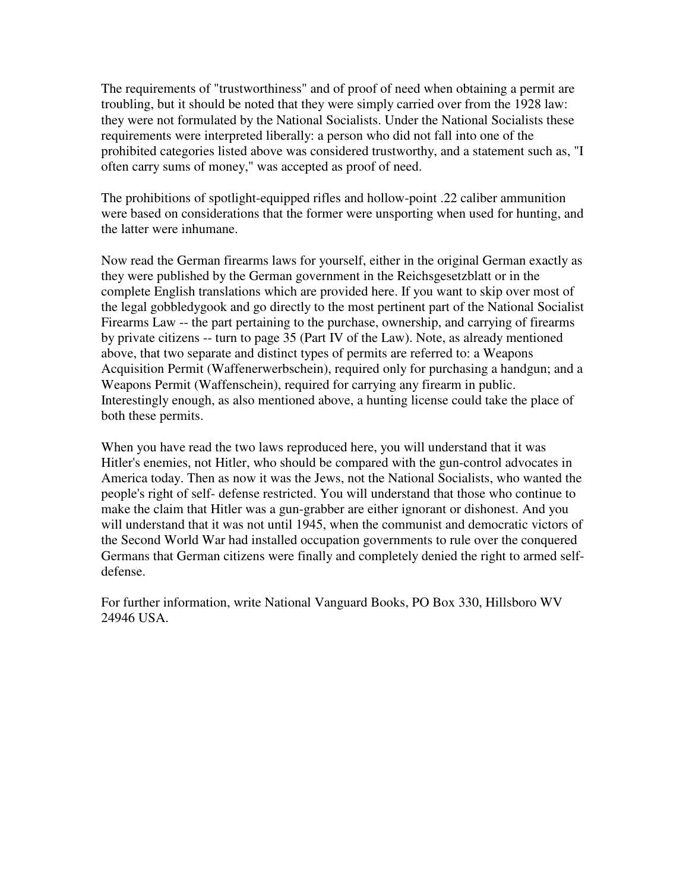The requirements of "trustworthiness" and of proof of need when obtaining a permit are troubling, but it should be noted that they were simply carried over from the 1928 law: they were not formulated by the National Socialists. Under the National Socialists these requirements were interpreted liberally: a person who did not fall into one of the prohibited categories listed above was considered trustworthy, and a statement such as, "I often carry sums of money," was accepted as proof of need.

The prohibitions of spotlight-equipped rifles and hollow-point .22 caliber ammunition were based on considerations that the former were unsporting when used for hunting, and the latter were inhumane.

Now read the German firearms laws for yourself, either in the original German exactly as they were published by the German government in the Reichsgesetzblatt or in the complete English translations which are provided here. If you want to skip over most of the legal gobbledygook and go directly to the most pertinent part of the National Socialist Firearms Law -- the part pertaining to the purchase, ownership, and carrying of firearms by private citizens -- turn to page 35 (Part IV of the Law). Note, as already mentioned above, that two separate and distinct types of permits are referred to: a Weapons Acquisition Permit (Waffenerwerbschein), required only for purchasing a handgun; and a Weapons Permit (Waffenschein), required for carrying any firearm in public. Interestingly enough, as also mentioned above, a hunting license could take the place of both these permits.

When you have read the two laws reproduced here, you will understand that it was Hitler's enemies, not Hitler, who should be compared with the gun-control advocates in America today. Then as now it was the Jews, not the National Socialists, who wanted the people's right of self- defense restricted. You will understand that those who continue to make the claim that Hitler was a gun-grabber are either ignorant or dishonest. And you will understand that it was not until 1945, when the communist and democratic victors of the Second World War had installed occupation governments to rule over the conquered Germans that German citizens were finally and completely denied the right to armed self-defense.

For further information, write National Vanguard Books, PO Box 330, Hillsboro WV 24946 USA.